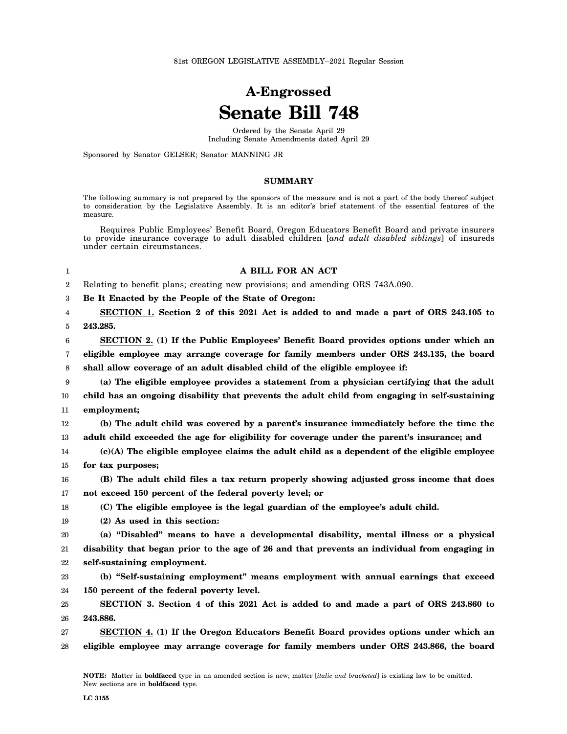81st OREGON LEGISLATIVE ASSEMBLY--2021 Regular Session

# A-Engrossed
# Senate Bill 748

Ordered by the Senate April 29
Including Senate Amendments dated April 29

Sponsored by Senator GELSER; Senator MANNING JR

## SUMMARY

The following summary is not prepared by the sponsors of the measure and is not a part of the body thereof subject to consideration by the Legislative Assembly. It is an editor's brief statement of the essential features of the measure.

Requires Public Employees' Benefit Board, Oregon Educators Benefit Board and private insurers to provide insurance coverage to adult disabled children [*and adult disabled siblings*] of insureds under certain circumstances.

### A BILL FOR AN ACT

Relating to benefit plans; creating new provisions; and amending ORS 743A.090.

**Be It Enacted by the People of the State of Oregon:**

**SECTION 1. Section 2 of this 2021 Act is added to and made a part of ORS 243.105 to 243.285.**

**SECTION 2. (1) If the Public Employees' Benefit Board provides options under which an eligible employee may arrange coverage for family members under ORS 243.135, the board shall allow coverage of an adult disabled child of the eligible employee if:**

**(a) The eligible employee provides a statement from a physician certifying that the adult child has an ongoing disability that prevents the adult child from engaging in self-sustaining employment;**

**(b) The adult child was covered by a parent's insurance immediately before the time the adult child exceeded the age for eligibility for coverage under the parent's insurance; and**

**(c)(A) The eligible employee claims the adult child as a dependent of the eligible employee for tax purposes;**

**(B) The adult child files a tax return properly showing adjusted gross income that does not exceed 150 percent of the federal poverty level; or**

**(C) The eligible employee is the legal guardian of the employee's adult child.**

**(2) As used in this section:**

**(a) "Disabled" means to have a developmental disability, mental illness or a physical disability that began prior to the age of 26 and that prevents an individual from engaging in self-sustaining employment.**

**(b) "Self-sustaining employment" means employment with annual earnings that exceed 150 percent of the federal poverty level.**

**SECTION 3. Section 4 of this 2021 Act is added to and made a part of ORS 243.860 to 243.886.**

**SECTION 4. (1) If the Oregon Educators Benefit Board provides options under which an eligible employee may arrange coverage for family members under ORS 243.866, the board**

**NOTE:** Matter in **boldfaced** type in an amended section is new; matter [*italic and bracketed*] is existing law to be omitted. New sections are in **boldfaced** type.

LC 3155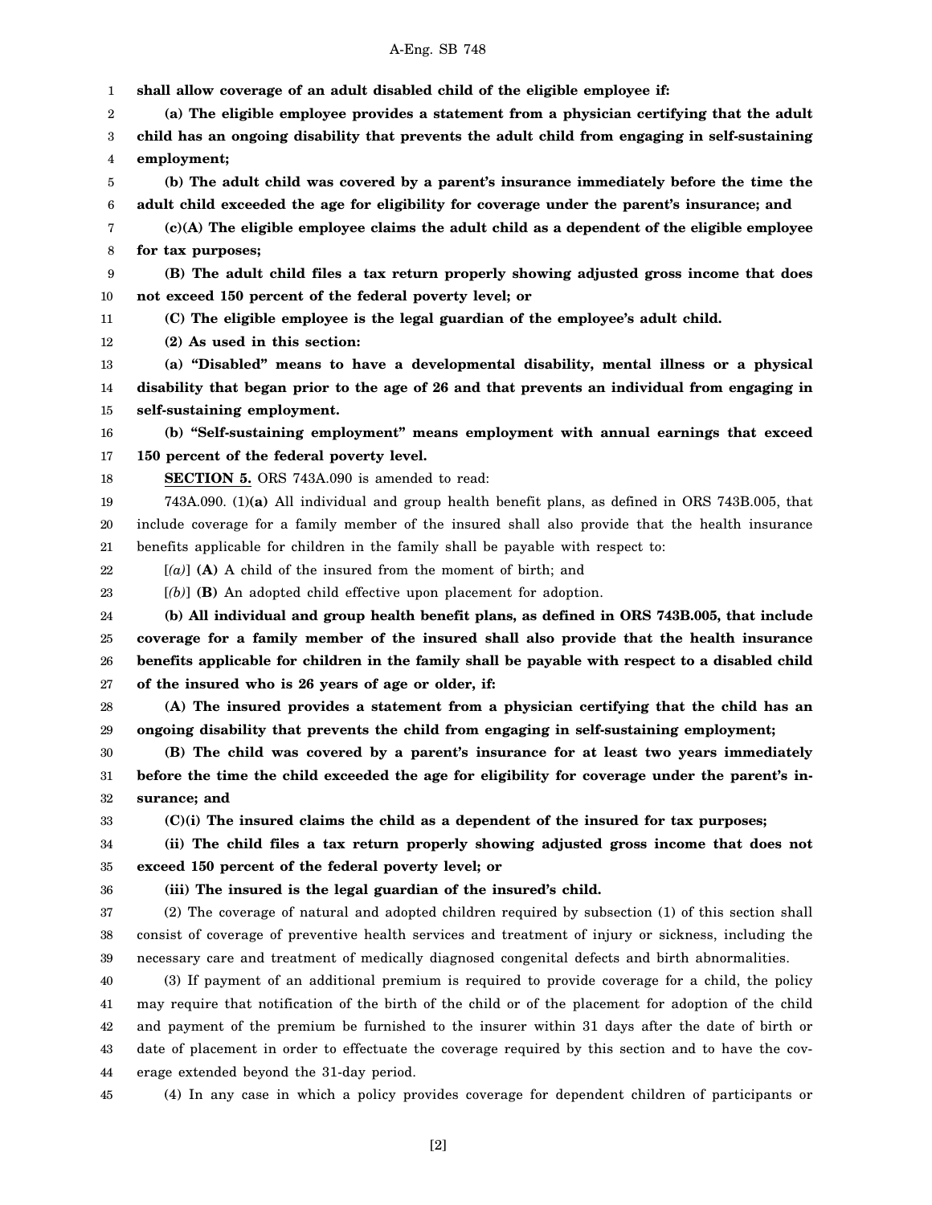**shall allow coverage of an adult disabled child of the eligible employee if:**

**(a) The eligible employee provides a statement from a physician certifying that the adult child has an ongoing disability that prevents the adult child from engaging in self-sustaining employment;**

**(b) The adult child was covered by a parent's insurance immediately before the time the adult child exceeded the age for eligibility for coverage under the parent's insurance; and**

**(c)(A) The eligible employee claims the adult child as a dependent of the eligible employee for tax purposes;**

**(B) The adult child files a tax return properly showing adjusted gross income that does not exceed 150 percent of the federal poverty level; or**

**(C) The eligible employee is the legal guardian of the employee's adult child.**

**(2) As used in this section:**

**(a) "Disabled" means to have a developmental disability, mental illness or a physical disability that began prior to the age of 26 and that prevents an individual from engaging in self-sustaining employment.**

**(b) "Self-sustaining employment" means employment with annual earnings that exceed 150 percent of the federal poverty level.**

**SECTION 5.** ORS 743A.090 is amended to read:

743A.090. (1)**(a)** All individual and group health benefit plans, as defined in ORS 743B.005, that include coverage for a family member of the insured shall also provide that the health insurance benefits applicable for children in the family shall be payable with respect to:

[*(a)*] **(A)** A child of the insured from the moment of birth; and

[*(b)*] **(B)** An adopted child effective upon placement for adoption.

**(b) All individual and group health benefit plans, as defined in ORS 743B.005, that include coverage for a family member of the insured shall also provide that the health insurance benefits applicable for children in the family shall be payable with respect to a disabled child of the insured who is 26 years of age or older, if:**

**(A) The insured provides a statement from a physician certifying that the child has an ongoing disability that prevents the child from engaging in self-sustaining employment;**

**(B) The child was covered by a parent's insurance for at least two years immediately before the time the child exceeded the age for eligibility for coverage under the parent's insurance; and**

**(C)(i) The insured claims the child as a dependent of the insured for tax purposes;**

**(ii) The child files a tax return properly showing adjusted gross income that does not exceed 150 percent of the federal poverty level; or**

**(iii) The insured is the legal guardian of the insured's child.**

(2) The coverage of natural and adopted children required by subsection (1) of this section shall consist of coverage of preventive health services and treatment of injury or sickness, including the necessary care and treatment of medically diagnosed congenital defects and birth abnormalities.

(3) If payment of an additional premium is required to provide coverage for a child, the policy may require that notification of the birth of the child or of the placement for adoption of the child and payment of the premium be furnished to the insurer within 31 days after the date of birth or date of placement in order to effectuate the coverage required by this section and to have the coverage extended beyond the 31-day period.

(4) In any case in which a policy provides coverage for dependent children of participants or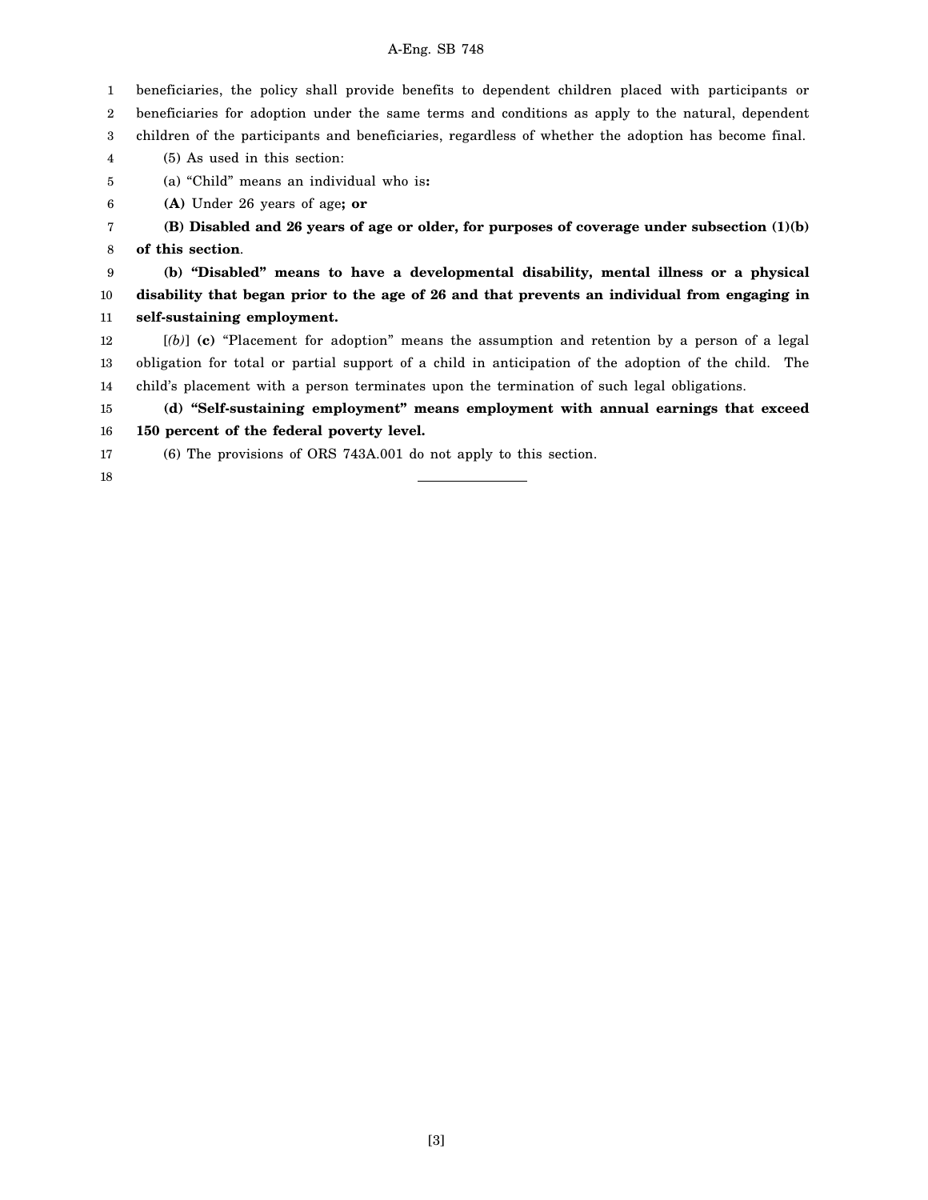beneficiaries, the policy shall provide benefits to dependent children placed with participants or beneficiaries for adoption under the same terms and conditions as apply to the natural, dependent children of the participants and beneficiaries, regardless of whether the adoption has become final.

(5) As used in this section:

(a) "Child" means an individual who is**:**

**(A)** Under 26 years of age**; or**

**(B) Disabled and 26 years of age or older, for purposes of coverage under subsection (1)(b) of this section**.

**(b) "Disabled" means to have a developmental disability, mental illness or a physical disability that began prior to the age of 26 and that prevents an individual from engaging in self-sustaining employment.**

[*(b)*] **(c)** "Placement for adoption" means the assumption and retention by a person of a legal obligation for total or partial support of a child in anticipation of the adoption of the child. The child's placement with a person terminates upon the termination of such legal obligations.

**(d) "Self-sustaining employment" means employment with annual earnings that exceed 150 percent of the federal poverty level.**

(6) The provisions of ORS 743A.001 do not apply to this section.